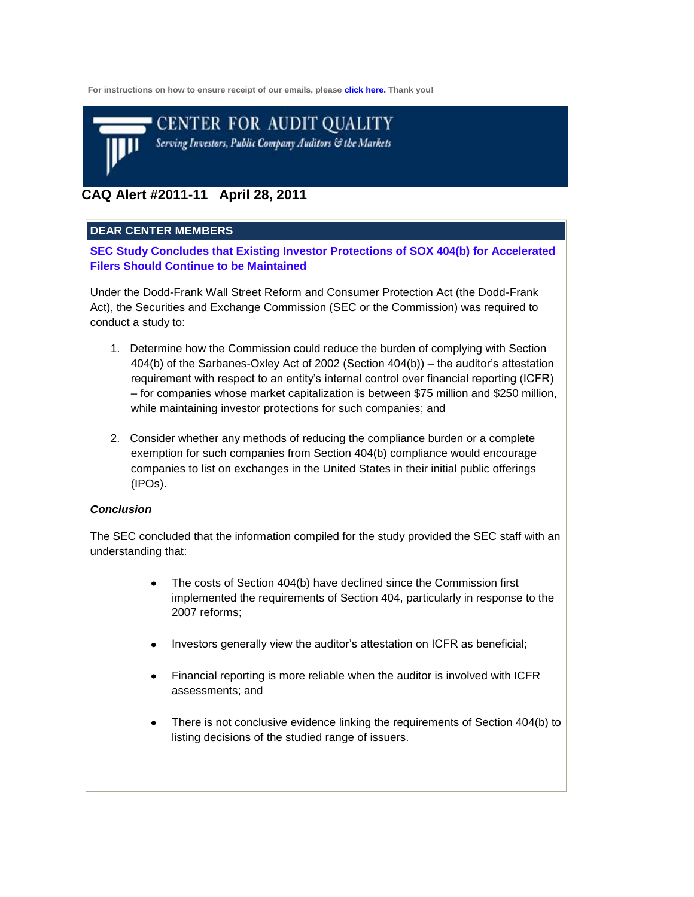For instructions on how to ensure receipt of our emails, please click here. Thank you!

CENTER FOR AUDIT QUALITY

*Serving Investors, Public Company Auditors & the Markets*

# CAQ Alert #2011-11 April 28, 2011

## DEAR CENTER MEMBERS

### SEC Study Concludes that Existing Investor Protections of SOX 404(b) for Accelerated Filers Should Continue to be Maintained

Under the Dodd-Frank Wall Street Reform and Consumer Protection Act (the Dodd-Frank Act), the Securities and Exchange Commission (SEC or the Commission) was required to conduct a study to:

1. Determine how the Commission could reduce the burden of complying with Section 404(b) of the Sarbanes-Oxley Act of 2002 (Section 404(b)) – the auditor's attestation requirement with respect to an entity's internal control over financial reporting (ICFR) – for companies whose market capitalization is between $75 million and $250 million, while maintaining investor protections for such companies; and

2. Consider whether any methods of reducing the compliance burden or a complete exemption for such companies from Section 404(b) compliance would encourage companies to list on exchanges in the United States in their initial public offerings (IPOs).

***Conclusion***

The SEC concluded that the information compiled for the study provided the SEC staff with an understanding that:

- The costs of Section 404(b) have declined since the Commission first implemented the requirements of Section 404, particularly in response to the 2007 reforms;

- Investors generally view the auditor's attestation on ICFR as beneficial;

- Financial reporting is more reliable when the auditor is involved with ICFR assessments; and

- There is not conclusive evidence linking the requirements of Section 404(b) to listing decisions of the studied range of issuers.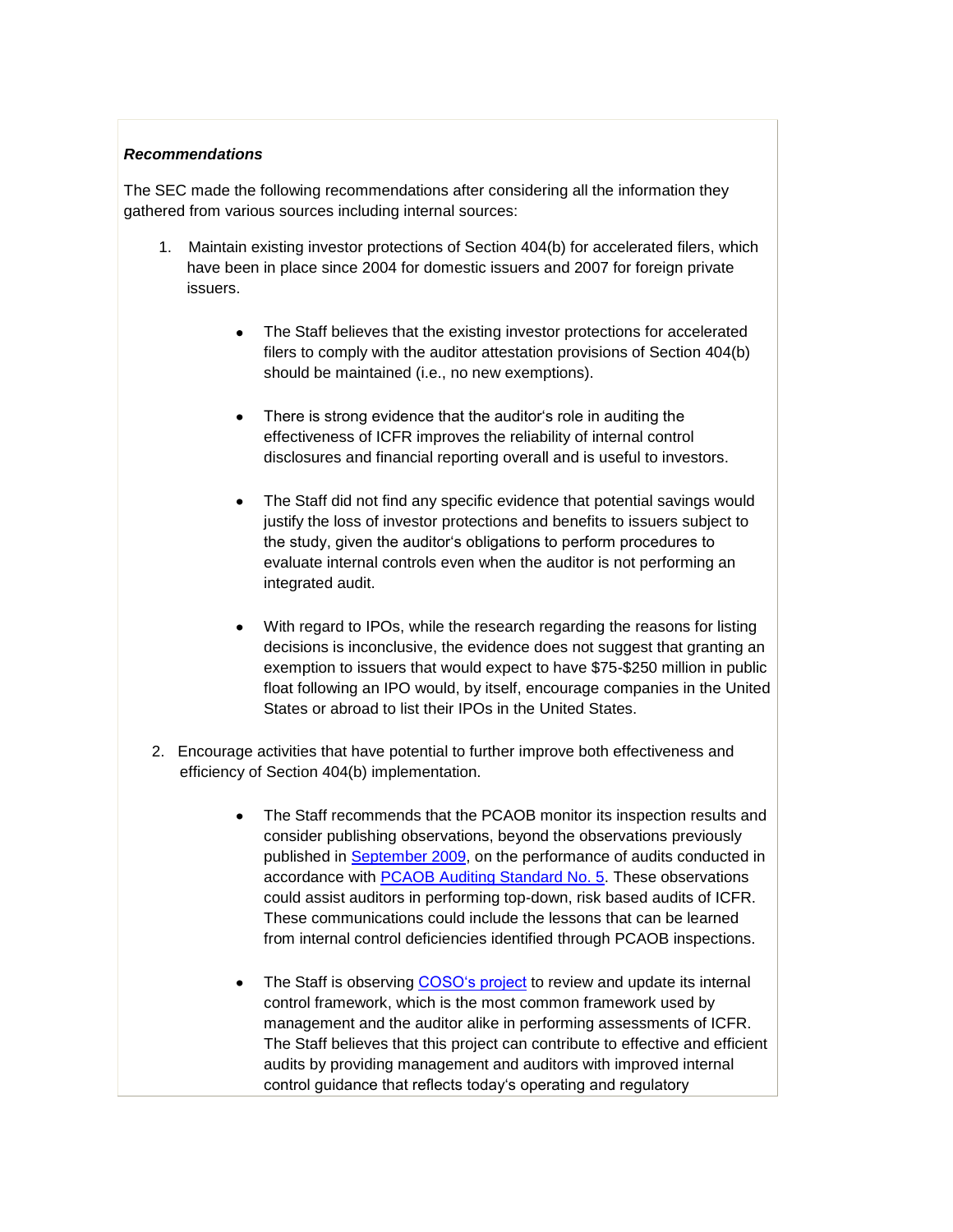***Recommendations***

The SEC made the following recommendations after considering all the information they gathered from various sources including internal sources:

1. Maintain existing investor protections of Section 404(b) for accelerated filers, which have been in place since 2004 for domestic issuers and 2007 for foreign private issuers.

    - The Staff believes that the existing investor protections for accelerated filers to comply with the auditor attestation provisions of Section 404(b) should be maintained (i.e., no new exemptions).
    - There is strong evidence that the auditor's role in auditing the effectiveness of ICFR improves the reliability of internal control disclosures and financial reporting overall and is useful to investors.
    - The Staff did not find any specific evidence that potential savings would justify the loss of investor protections and benefits to issuers subject to the study, given the auditor's obligations to perform procedures to evaluate internal controls even when the auditor is not performing an integrated audit.
    - With regard to IPOs, while the research regarding the reasons for listing decisions is inconclusive, the evidence does not suggest that granting an exemption to issuers that would expect to have $75-$250 million in public float following an IPO would, by itself, encourage companies in the United States or abroad to list their IPOs in the United States.

2. Encourage activities that have potential to further improve both effectiveness and efficiency of Section 404(b) implementation.

    - The Staff recommends that the PCAOB monitor its inspection results and consider publishing observations, beyond the observations previously published in September 2009, on the performance of audits conducted in accordance with PCAOB Auditing Standard No. 5. These observations could assist auditors in performing top-down, risk based audits of ICFR. These communications could include the lessons that can be learned from internal control deficiencies identified through PCAOB inspections.
    - The Staff is observing COSO's project to review and update its internal control framework, which is the most common framework used by management and the auditor alike in performing assessments of ICFR. The Staff believes that this project can contribute to effective and efficient audits by providing management and auditors with improved internal control guidance that reflects today's operating and regulatory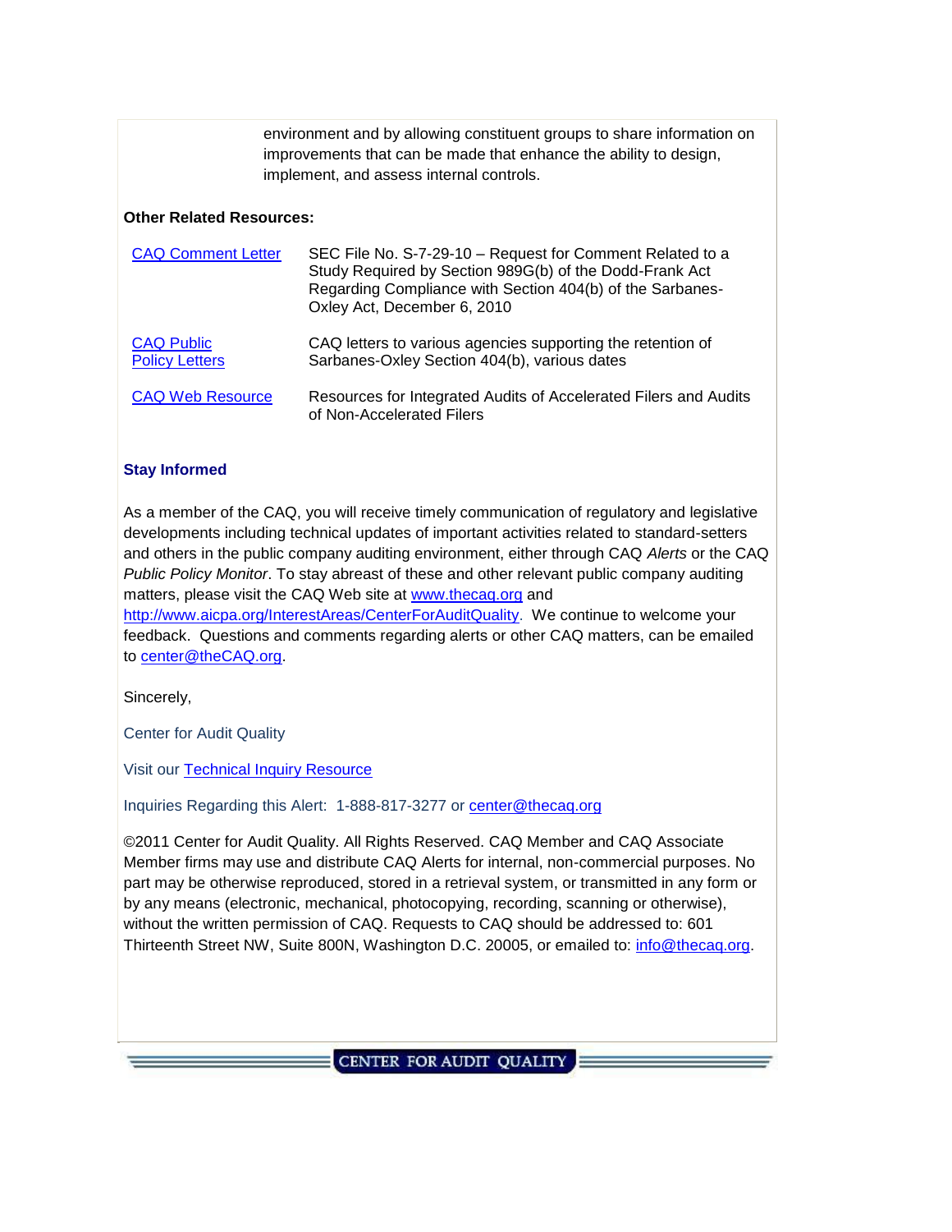environment and by allowing constituent groups to share information on improvements that can be made that enhance the ability to design, implement, and assess internal controls.

**Other Related Resources:**

| | |
|---|---|
| CAQ Comment Letter | SEC File No. S-7-29-10 – Request for Comment Related to a Study Required by Section 989G(b) of the Dodd-Frank Act Regarding Compliance with Section 404(b) of the Sarbanes-Oxley Act, December 6, 2010 |
| CAQ Public Policy Letters | CAQ letters to various agencies supporting the retention of Sarbanes-Oxley Section 404(b), various dates |
| CAQ Web Resource | Resources for Integrated Audits of Accelerated Filers and Audits of Non-Accelerated Filers |

**Stay Informed**

As a member of the CAQ, you will receive timely communication of regulatory and legislative developments including technical updates of important activities related to standard-setters and others in the public company auditing environment, either through CAQ *Alerts* or the CAQ *Public Policy Monitor*. To stay abreast of these and other relevant public company auditing matters, please visit the CAQ Web site at www.thecaq.org and http://www.aicpa.org/InterestAreas/CenterForAuditQuality. We continue to welcome your feedback. Questions and comments regarding alerts or other CAQ matters, can be emailed to center@theCAQ.org.

Sincerely,

Center for Audit Quality

Visit our Technical Inquiry Resource

Inquiries Regarding this Alert: 1-888-817-3277 or center@thecaq.org

©2011 Center for Audit Quality. All Rights Reserved. CAQ Member and CAQ Associate Member firms may use and distribute CAQ Alerts for internal, non-commercial purposes. No part may be otherwise reproduced, stored in a retrieval system, or transmitted in any form or by any means (electronic, mechanical, photocopying, recording, scanning or otherwise), without the written permission of CAQ. Requests to CAQ should be addressed to: 601 Thirteenth Street NW, Suite 800N, Washington D.C. 20005, or emailed to: info@thecaq.org.